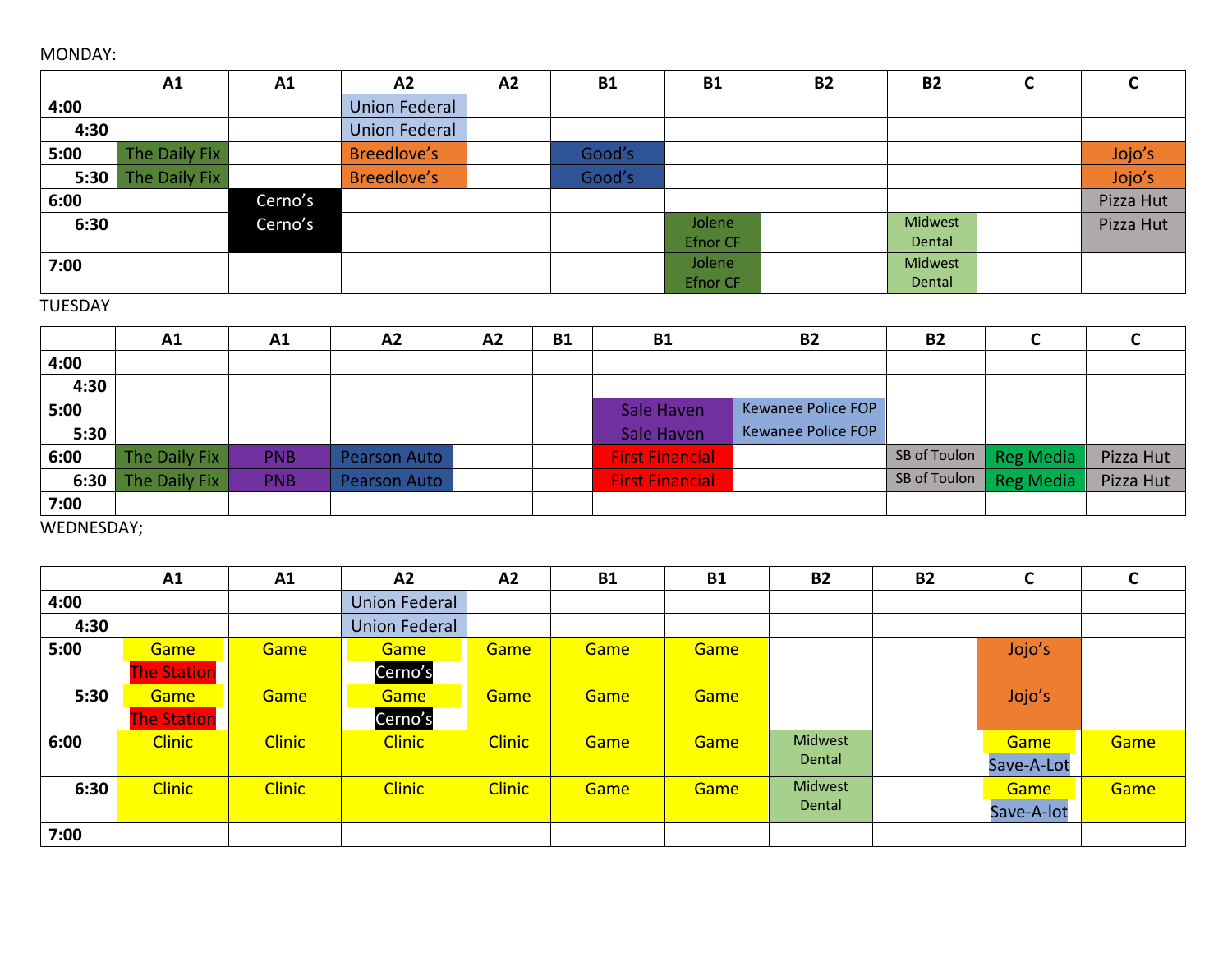MONDAY:

| | A1 | A1 | A2 | A2 | B1 | B1 | B2 | B2 | C | C |
|---|---|---|---|---|---|---|---|---|---|---|
| 4:00 | | | Union Federal | | | | | | | |
| 4:30 | | | Union Federal | | | | | | | |
| 5:00 | The Daily Fix | | Breedlove's | | Good's | | | | | Jojo's |
| 5:30 | The Daily Fix | | Breedlove's | | Good's | | | | | Jojo's |
| 6:00 | | Cerno's | | | | | | | | Pizza Hut |
| 6:30 | | Cerno's | | | | Jolene Efnor CF | | Midwest Dental | | Pizza Hut |
| 7:00 | | | | | | Jolene Efnor CF | | Midwest Dental | | |

TUESDAY

| | A1 | A1 | A2 | A2 | B1 | B1 | B2 | B2 | C | C |
|---|---|---|---|---|---|---|---|---|---|---|
| 4:00 | | | | | | | | | | |
| 4:30 | | | | | | | | | | |
| 5:00 | | | | | | Sale Haven | Kewanee Police FOP | | | |
| 5:30 | | | | | | Sale Haven | Kewanee Police FOP | | | |
| 6:00 | The Daily Fix | PNB | Pearson Auto | | | First Financial | | SB of Toulon | Reg Media | Pizza Hut |
| 6:30 | The Daily Fix | PNB | Pearson Auto | | | First Financial | | SB of Toulon | Reg Media | Pizza Hut |
| 7:00 | | | | | | | | | | |

WEDNESDAY;

| | A1 | A1 | A2 | A2 | B1 | B1 | B2 | B2 | C | C |
|---|---|---|---|---|---|---|---|---|---|---|
| 4:00 | | | Union Federal | | | | | | | |
| 4:30 | | | Union Federal | | | | | | | |
| 5:00 | Game The Station | Game | Game Cerno's | Game | Game | Game | | | Jojo's | |
| 5:30 | Game The Station | Game | Game Cerno's | Game | Game | Game | | | Jojo's | |
| 6:00 | Clinic | Clinic | Clinic | Clinic | Game | Game | Midwest Dental | | Game Save-A-Lot | Game |
| 6:30 | Clinic | Clinic | Clinic | Clinic | Game | Game | Midwest Dental | | Game Save-A-lot | Game |
| 7:00 | | | | | | | | | | |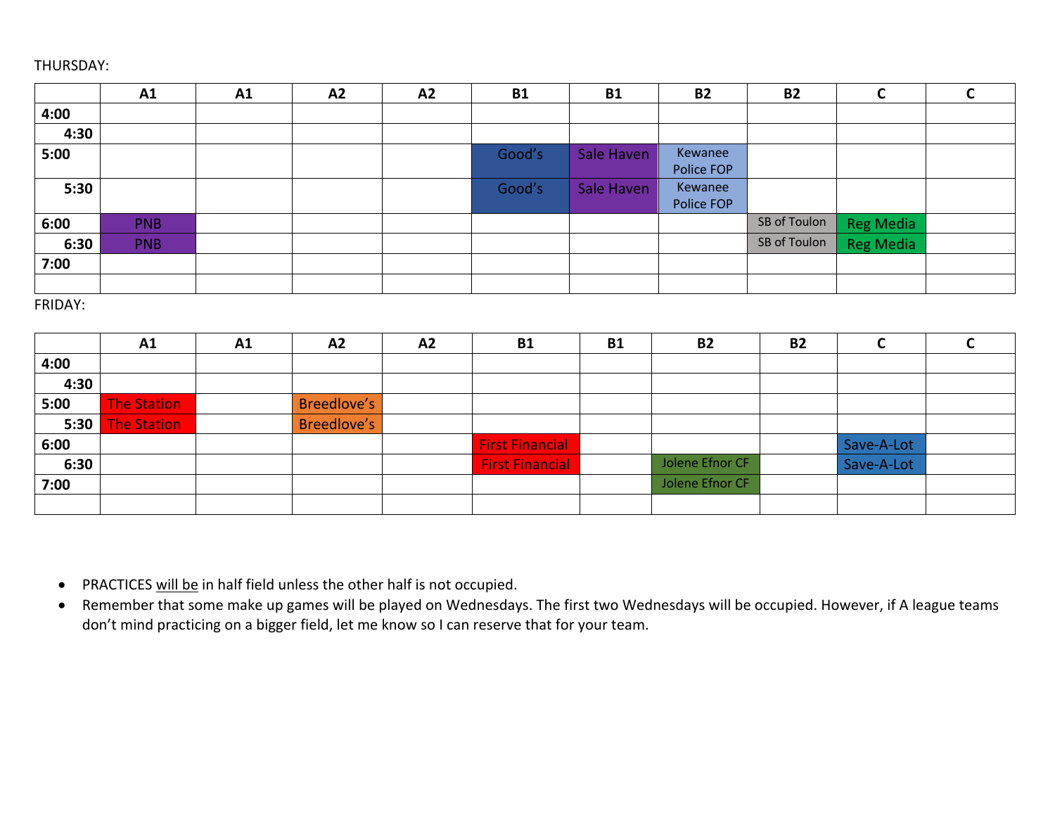THURSDAY:

| | A1 | A1 | A2 | A2 | B1 | B1 | B2 | B2 | C | C |
|---|---|---|---|---|---|---|---|---|---|---|
| **4:00** | | | | | | | | | | |
| **4:30** | | | | | | | | | | |
| **5:00** | | | | | Good's | Sale Haven | Kewanee Police FOP | | | |
| **5:30** | | | | | Good's | Sale Haven | Kewanee Police FOP | | | |
| **6:00** | PNB | | | | | | | SB of Toulon | Reg Media | |
| **6:30** | PNB | | | | | | | SB of Toulon | Reg Media | |
| **7:00** | | | | | | | | | | |
| | | | | | | | | | | |

FRIDAY:

| | A1 | A1 | A2 | A2 | B1 | B1 | B2 | B2 | C | C |
|---|---|---|---|---|---|---|---|---|---|---|
| **4:00** | | | | | | | | | | |
| **4:30** | | | | | | | | | | |
| **5:00** | The Station | | Breedlove's | | | | | | | |
| **5:30** | The Station | | Breedlove's | | | | | | | |
| **6:00** | | | | | First Financial | | | | Save-A-Lot | |
| **6:30** | | | | | First Financial | | Jolene Efnor CF | | Save-A-Lot | |
| **7:00** | | | | | | | Jolene Efnor CF | | | |
| | | | | | | | | | | |

- PRACTICES will be in half field unless the other half is not occupied.
- Remember that some make up games will be played on Wednesdays. The first two Wednesdays will be occupied. However, if A league teams don't mind practicing on a bigger field, let me know so I can reserve that for your team.